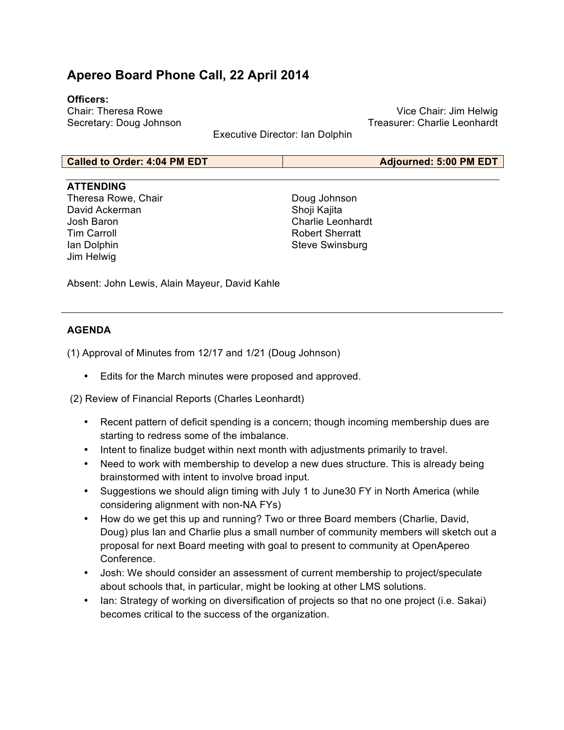# Apereo Board Phone Call, 22 April 2014

**Officers:**

Chair: Theresa Rowe
Vice Chair: Jim Helwig
Secretary: Doug Johnson
Treasurer: Charlie Leonhardt
Executive Director: Ian Dolphin

| Called to Order: 4:04 PM EDT | Adjourned: 5:00 PM EDT |
| --- | --- |

**ATTENDING**

Theresa Rowe, Chair
David Ackerman
Josh Baron
Tim Carroll
Ian Dolphin
Jim Helwig
Doug Johnson
Shoji Kajita
Charlie Leonhardt
Robert Sherratt
Steve Swinsburg

Absent: John Lewis, Alain Mayeur, David Kahle

---

**AGENDA**

(1) Approval of Minutes from 12/17 and 1/21 (Doug Johnson)

- Edits for the March minutes were proposed and approved.

(2) Review of Financial Reports (Charles Leonhardt)

- Recent pattern of deficit spending is a concern; though incoming membership dues are starting to redress some of the imbalance.
- Intent to finalize budget within next month with adjustments primarily to travel.
- Need to work with membership to develop a new dues structure. This is already being brainstormed with intent to involve broad input.
- Suggestions we should align timing with July 1 to June30 FY in North America (while considering alignment with non-NA FYs)
- How do we get this up and running? Two or three Board members (Charlie, David, Doug) plus Ian and Charlie plus a small number of community members will sketch out a proposal for next Board meeting with goal to present to community at OpenApereo Conference.
- Josh: We should consider an assessment of current membership to project/speculate about schools that, in particular, might be looking at other LMS solutions.
- Ian: Strategy of working on diversification of projects so that no one project (i.e. Sakai) becomes critical to the success of the organization.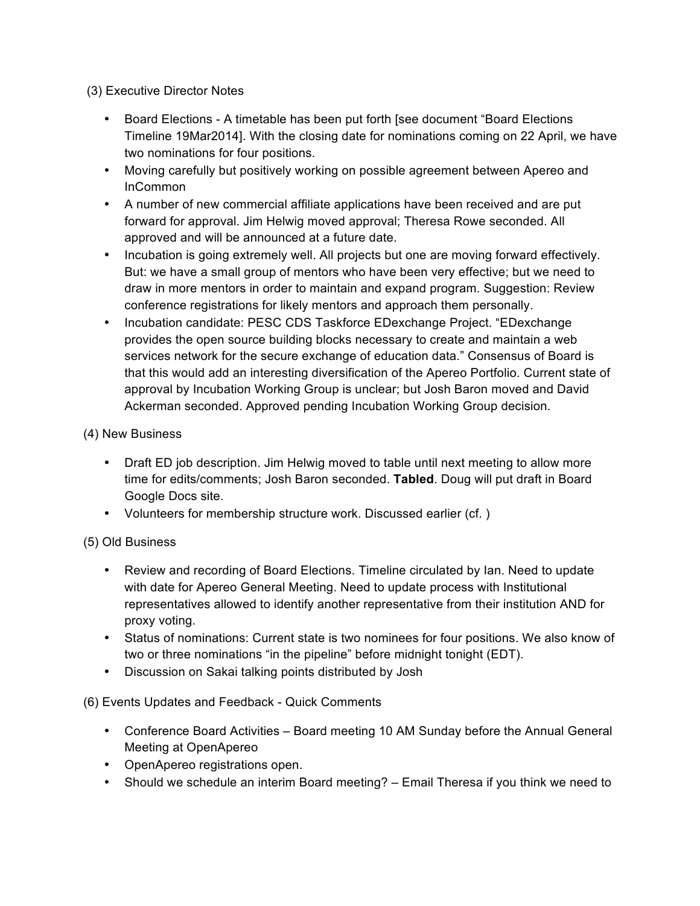(3) Executive Director Notes

- Board Elections - A timetable has been put forth [see document "Board Elections Timeline 19Mar2014]. With the closing date for nominations coming on 22 April, we have two nominations for four positions.
- Moving carefully but positively working on possible agreement between Apereo and InCommon
- A number of new commercial affiliate applications have been received and are put forward for approval. Jim Helwig moved approval; Theresa Rowe seconded. All approved and will be announced at a future date.
- Incubation is going extremely well. All projects but one are moving forward effectively. But: we have a small group of mentors who have been very effective; but we need to draw in more mentors in order to maintain and expand program. Suggestion: Review conference registrations for likely mentors and approach them personally.
- Incubation candidate: PESC CDS Taskforce EDexchange Project. "EDexchange provides the open source building blocks necessary to create and maintain a web services network for the secure exchange of education data." Consensus of Board is that this would add an interesting diversification of the Apereo Portfolio. Current state of approval by Incubation Working Group is unclear; but Josh Baron moved and David Ackerman seconded. Approved pending Incubation Working Group decision.

(4) New Business

- Draft ED job description. Jim Helwig moved to table until next meeting to allow more time for edits/comments; Josh Baron seconded. **Tabled**. Doug will put draft in Board Google Docs site.
- Volunteers for membership structure work. Discussed earlier (cf. )

(5) Old Business

- Review and recording of Board Elections. Timeline circulated by Ian. Need to update with date for Apereo General Meeting. Need to update process with Institutional representatives allowed to identify another representative from their institution AND for proxy voting.
- Status of nominations: Current state is two nominees for four positions. We also know of two or three nominations "in the pipeline" before midnight tonight (EDT).
- Discussion on Sakai talking points distributed by Josh

(6) Events Updates and Feedback - Quick Comments

- Conference Board Activities – Board meeting 10 AM Sunday before the Annual General Meeting at OpenApereo
- OpenApereo registrations open.
- Should we schedule an interim Board meeting? – Email Theresa if you think we need to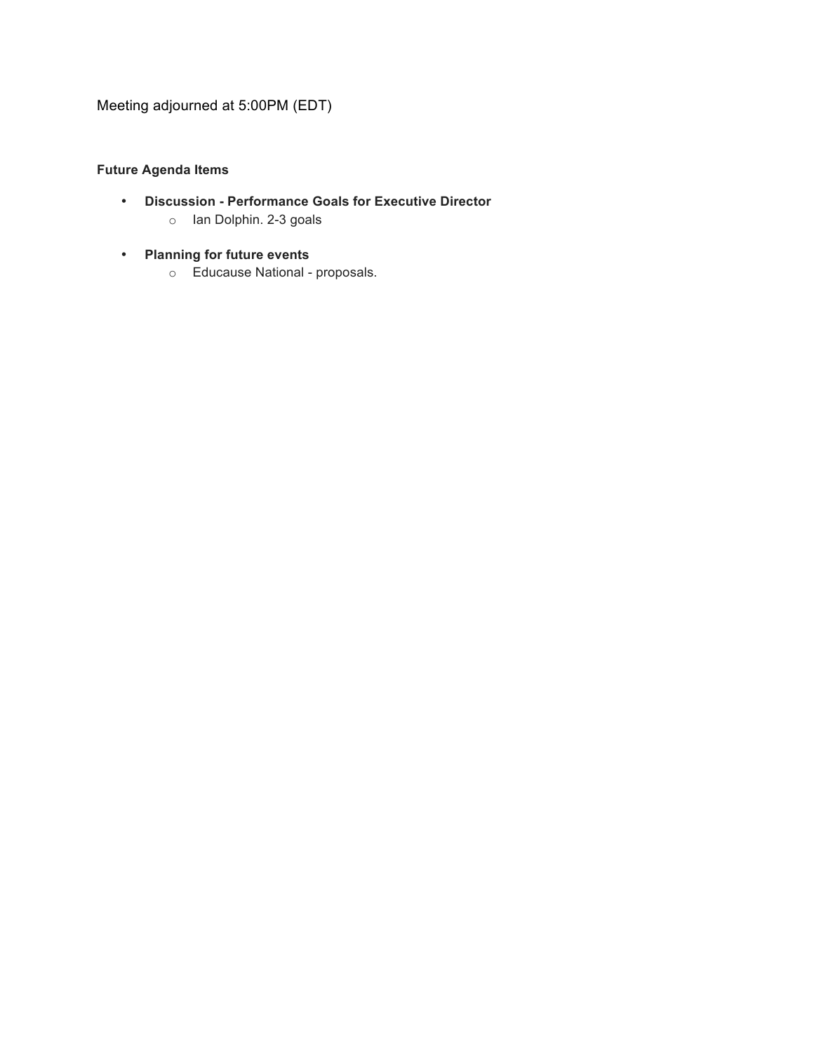Meeting adjourned at 5:00PM (EDT)

**Future Agenda Items**

- **Discussion - Performance Goals for Executive Director**
  - Ian Dolphin. 2-3 goals
- **Planning for future events**
  - Educause National - proposals.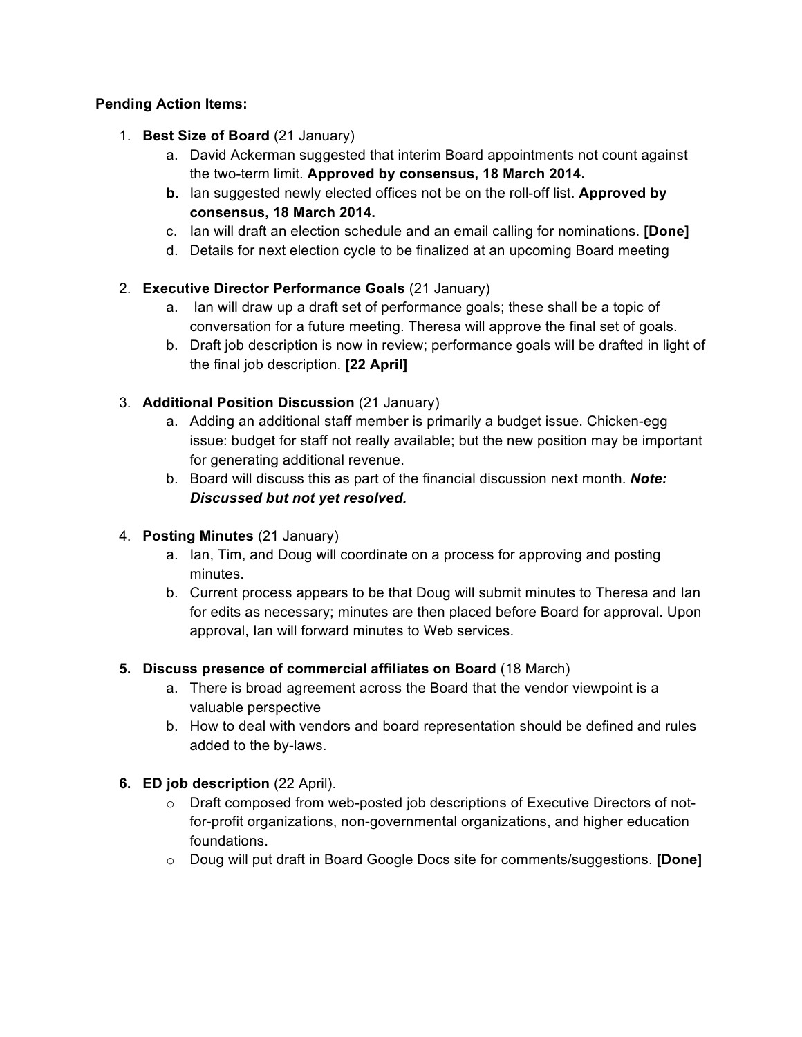**Pending Action Items:**

1. **Best Size of Board** (21 January)
    a. David Ackerman suggested that interim Board appointments not count against the two-term limit. **Approved by consensus, 18 March 2014.**
    **b.** Ian suggested newly elected offices not be on the roll-off list. **Approved by consensus, 18 March 2014.**
    c. Ian will draft an election schedule and an email calling for nominations. **[Done]**
    d. Details for next election cycle to be finalized at an upcoming Board meeting

2. **Executive Director Performance Goals** (21 January)
    a. Ian will draw up a draft set of performance goals; these shall be a topic of conversation for a future meeting. Theresa will approve the final set of goals.
    b. Draft job description is now in review; performance goals will be drafted in light of the final job description. **[22 April]**

3. **Additional Position Discussion** (21 January)
    a. Adding an additional staff member is primarily a budget issue. Chicken-egg issue: budget for staff not really available; but the new position may be important for generating additional revenue.
    b. Board will discuss this as part of the financial discussion next month. ***Note: Discussed but not yet resolved.***

4. **Posting Minutes** (21 January)
    a. Ian, Tim, and Doug will coordinate on a process for approving and posting minutes.
    b. Current process appears to be that Doug will submit minutes to Theresa and Ian for edits as necessary; minutes are then placed before Board for approval. Upon approval, Ian will forward minutes to Web services.

**5. Discuss presence of commercial affiliates on Board** (18 March)
    a. There is broad agreement across the Board that the vendor viewpoint is a valuable perspective
    b. How to deal with vendors and board representation should be defined and rules added to the by-laws.

**6. ED job description** (22 April).
    - Draft composed from web-posted job descriptions of Executive Directors of not-for-profit organizations, non-governmental organizations, and higher education foundations.
    - Doug will put draft in Board Google Docs site for comments/suggestions. **[Done]**